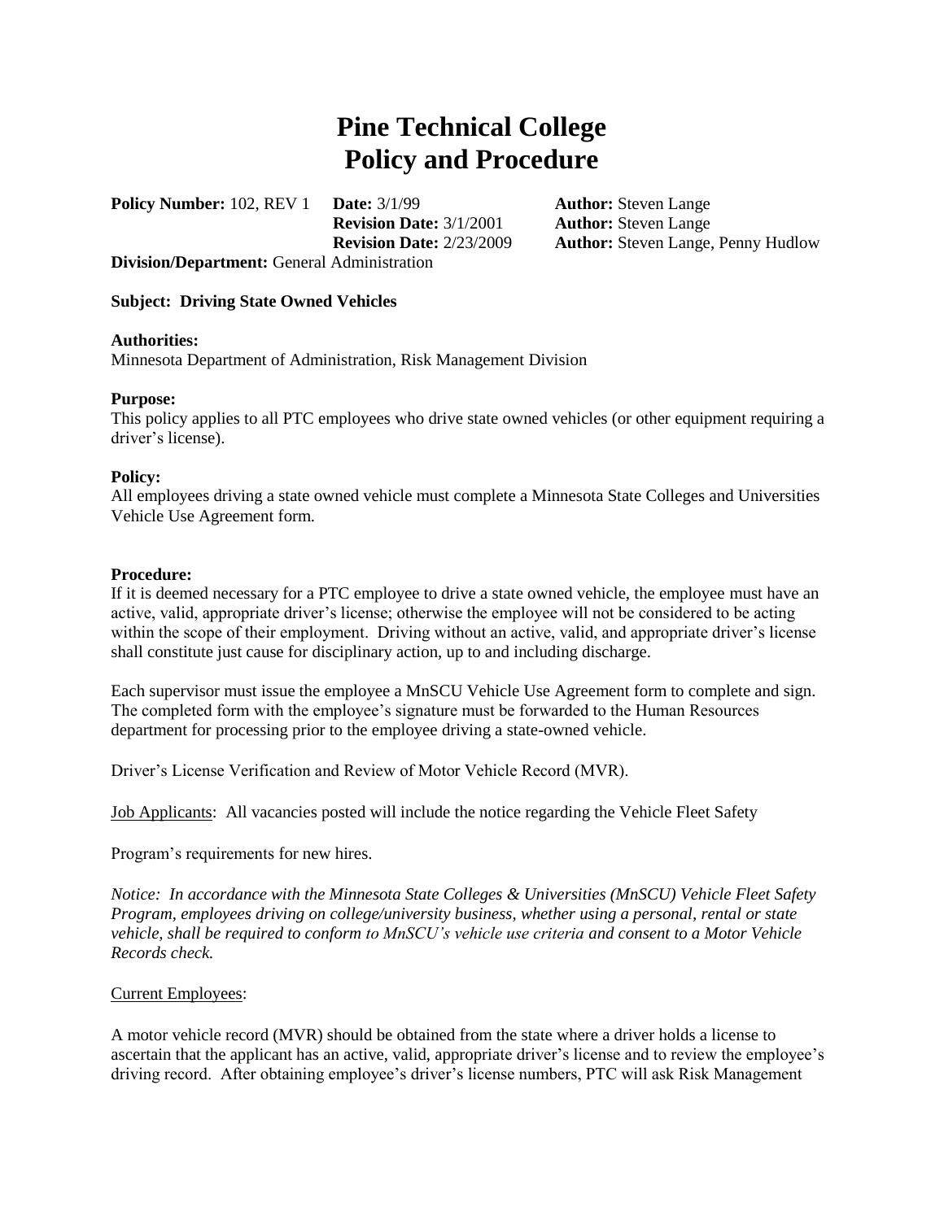# Pine Technical College
# Policy and Procedure

**Policy Number:** 102, REV 1 **Date:** 3/1/99 **Author:** Steven Lange
**Revision Date:** 3/1/2001 **Author:** Steven Lange
**Revision Date:** 2/23/2009 **Author:** Steven Lange, Penny Hudlow
**Division/Department:** General Administration

**Subject: Driving State Owned Vehicles**

**Authorities:**
Minnesota Department of Administration, Risk Management Division

**Purpose:**
This policy applies to all PTC employees who drive state owned vehicles (or other equipment requiring a driver's license).

**Policy:**
All employees driving a state owned vehicle must complete a Minnesota State Colleges and Universities Vehicle Use Agreement form.

**Procedure:**
If it is deemed necessary for a PTC employee to drive a state owned vehicle, the employee must have an active, valid, appropriate driver's license; otherwise the employee will not be considered to be acting within the scope of their employment. Driving without an active, valid, and appropriate driver's license shall constitute just cause for disciplinary action, up to and including discharge.

Each supervisor must issue the employee a MnSCU Vehicle Use Agreement form to complete and sign. The completed form with the employee's signature must be forwarded to the Human Resources department for processing prior to the employee driving a state-owned vehicle.

Driver's License Verification and Review of Motor Vehicle Record (MVR).

Job Applicants: All vacancies posted will include the notice regarding the Vehicle Fleet Safety

Program's requirements for new hires.

*Notice: In accordance with the Minnesota State Colleges & Universities (MnSCU) Vehicle Fleet Safety Program, employees driving on college/university business, whether using a personal, rental or state vehicle, shall be required to conform to MnSCU's vehicle use criteria and consent to a Motor Vehicle Records check.*

Current Employees:

A motor vehicle record (MVR) should be obtained from the state where a driver holds a license to ascertain that the applicant has an active, valid, appropriate driver's license and to review the employee's driving record. After obtaining employee's driver's license numbers, PTC will ask Risk Management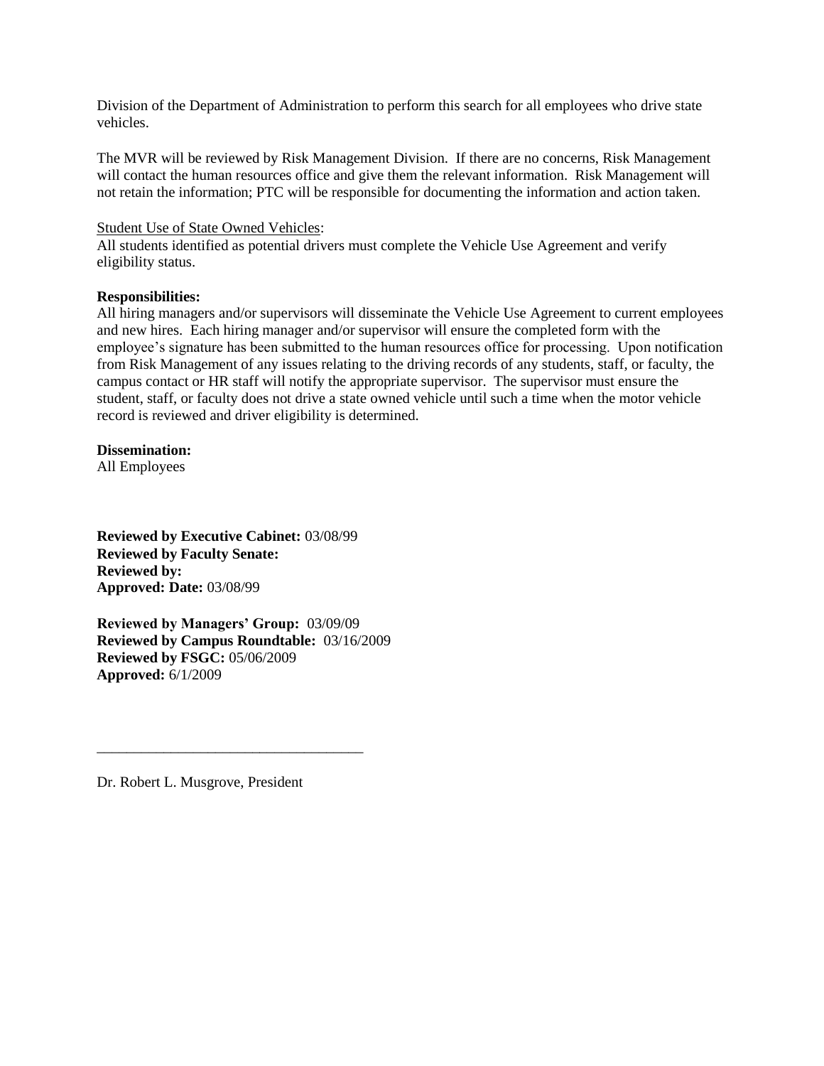Division of the Department of Administration to perform this search for all employees who drive state vehicles.

The MVR will be reviewed by Risk Management Division. If there are no concerns, Risk Management will contact the human resources office and give them the relevant information. Risk Management will not retain the information; PTC will be responsible for documenting the information and action taken.

<u>Student Use of State Owned Vehicles</u>:
All students identified as potential drivers must complete the Vehicle Use Agreement and verify eligibility status.

**Responsibilities:**
All hiring managers and/or supervisors will disseminate the Vehicle Use Agreement to current employees and new hires. Each hiring manager and/or supervisor will ensure the completed form with the employee's signature has been submitted to the human resources office for processing. Upon notification from Risk Management of any issues relating to the driving records of any students, staff, or faculty, the campus contact or HR staff will notify the appropriate supervisor. The supervisor must ensure the student, staff, or faculty does not drive a state owned vehicle until such a time when the motor vehicle record is reviewed and driver eligibility is determined.

**Dissemination:**
All Employees

**Reviewed by Executive Cabinet:** 03/08/99
**Reviewed by Faculty Senate:**
**Reviewed by:**
**Approved: Date:** 03/08/99

**Reviewed by Managers' Group:** 03/09/09
**Reviewed by Campus Roundtable:** 03/16/2009
**Reviewed by FSGC:** 05/06/2009
**Approved:** 6/1/2009

___________________________________

Dr. Robert L. Musgrove, President